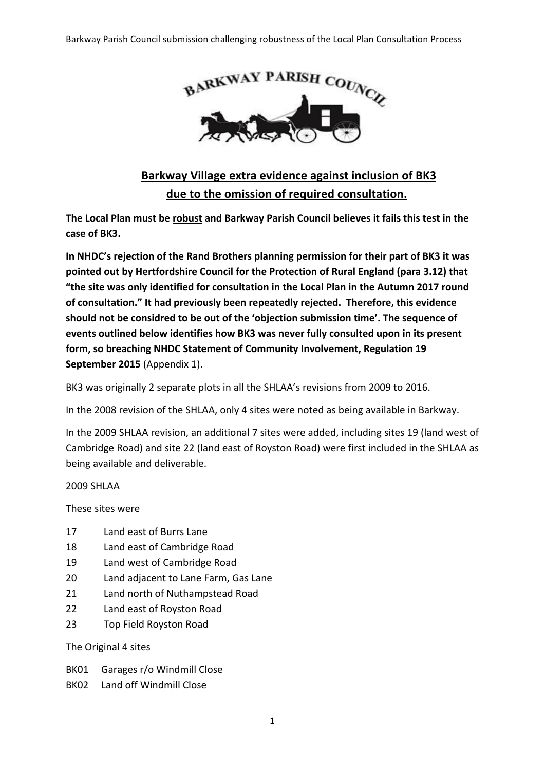## Barkway Village extra evidence against inclusion of BK3 due to the omission of required consultation.

**The Local Plan must be robust and Barkway Parish Council believes it fails this test in the case of BK3.**

**In NHDC's rejection of the Rand Brothers planning permission for their part of BK3 it was pointed out by Hertfordshire Council for the Protection of Rural England (para 3.12) that "the site was only identified for consultation in the Local Plan in the Autumn 2017 round of consultation." It had previously been repeatedly rejected. Therefore, this evidence should not be considred to be out of the 'objection submission time'. The sequence of events outlined below identifies how BK3 was never fully consulted upon in its present form, so breaching NHDC Statement of Community Involvement, Regulation 19 September 2015** (Appendix 1).

BK3 was originally 2 separate plots in all the SHLAA's revisions from 2009 to 2016.

In the 2008 revision of the SHLAA, only 4 sites were noted as being available in Barkway.

In the 2009 SHLAA revision, an additional 7 sites were added, including sites 19 (land west of Cambridge Road) and site 22 (land east of Royston Road) were first included in the SHLAA as being available and deliverable.

2009 SHLAA

These sites were

- 17 Land east of Burrs Lane
- 18 Land east of Cambridge Road
- 19 Land west of Cambridge Road
- 20 Land adjacent to Lane Farm, Gas Lane
- 21 Land north of Nuthampstead Road
- 22 Land east of Royston Road
- 23 Top Field Royston Road

The Original 4 sites

- BK01 Garages r/o Windmill Close
- BK02 Land off Windmill Close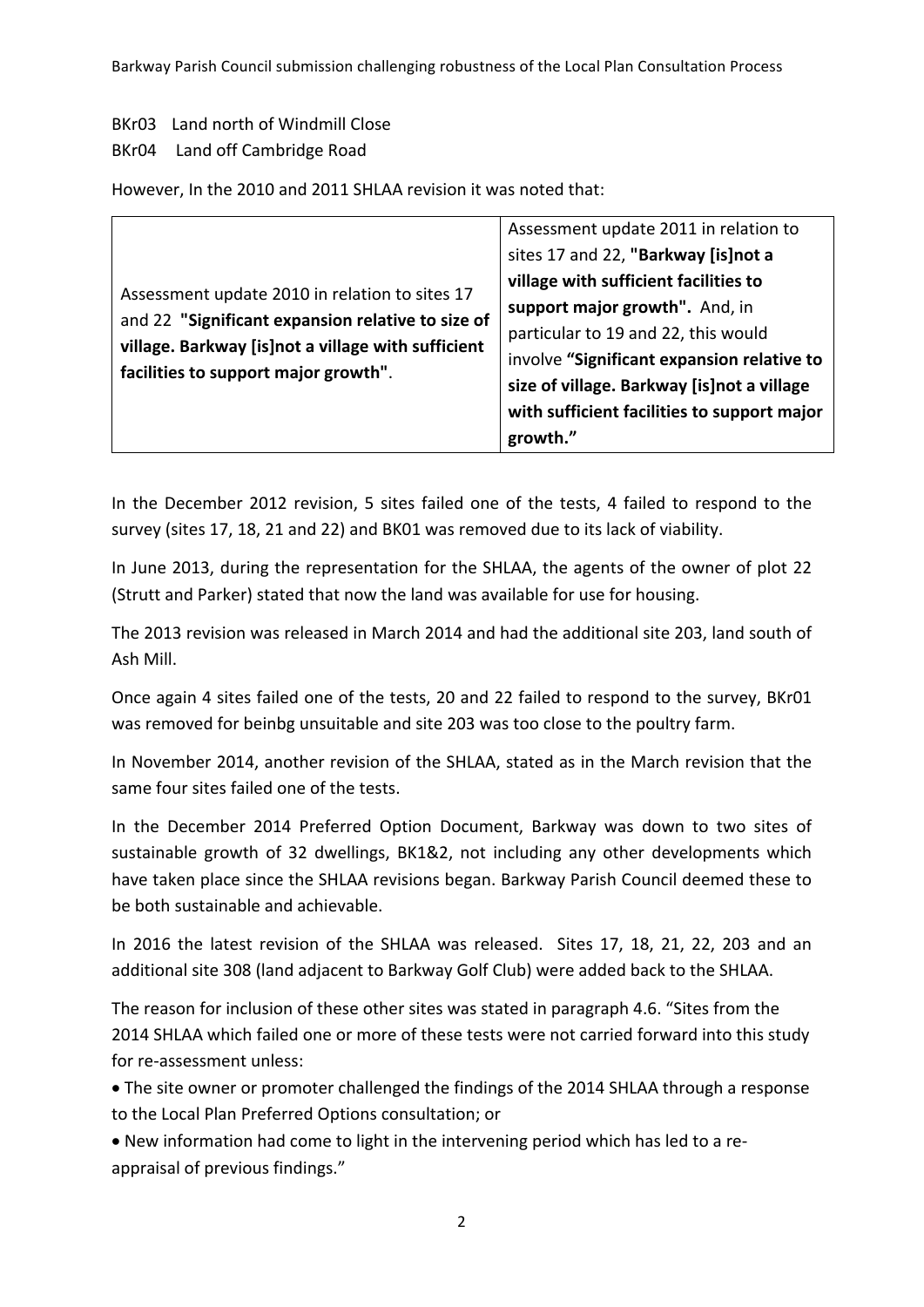BKr03 Land north of Windmill Close

BKr04 Land off Cambridge Road

However, In the 2010 and 2011 SHLAA revision it was noted that:

| | |
|---|---|
| Assessment update 2010 in relation to sites 17 and 22 **"Significant expansion relative to size of village. Barkway [is]not a village with sufficient facilities to support major growth"**. | Assessment update 2011 in relation to sites 17 and 22, **"Barkway [is]not a village with sufficient facilities to support major growth".** And, in particular to 19 and 22, this would involve **"Significant expansion relative to size of village. Barkway [is]not a village with sufficient facilities to support major growth."** |

In the December 2012 revision, 5 sites failed one of the tests, 4 failed to respond to the survey (sites 17, 18, 21 and 22) and BK01 was removed due to its lack of viability.

In June 2013, during the representation for the SHLAA, the agents of the owner of plot 22 (Strutt and Parker) stated that now the land was available for use for housing.

The 2013 revision was released in March 2014 and had the additional site 203, land south of Ash Mill.

Once again 4 sites failed one of the tests, 20 and 22 failed to respond to the survey, BKr01 was removed for beinbg unsuitable and site 203 was too close to the poultry farm.

In November 2014, another revision of the SHLAA, stated as in the March revision that the same four sites failed one of the tests.

In the December 2014 Preferred Option Document, Barkway was down to two sites of sustainable growth of 32 dwellings, BK1&2, not including any other developments which have taken place since the SHLAA revisions began. Barkway Parish Council deemed these to be both sustainable and achievable.

In 2016 the latest revision of the SHLAA was released. Sites 17, 18, 21, 22, 203 and an additional site 308 (land adjacent to Barkway Golf Club) were added back to the SHLAA.

The reason for inclusion of these other sites was stated in paragraph 4.6. "Sites from the 2014 SHLAA which failed one or more of these tests were not carried forward into this study for re-assessment unless:

- The site owner or promoter challenged the findings of the 2014 SHLAA through a response to the Local Plan Preferred Options consultation; or
- New information had come to light in the intervening period which has led to a re-appraisal of previous findings."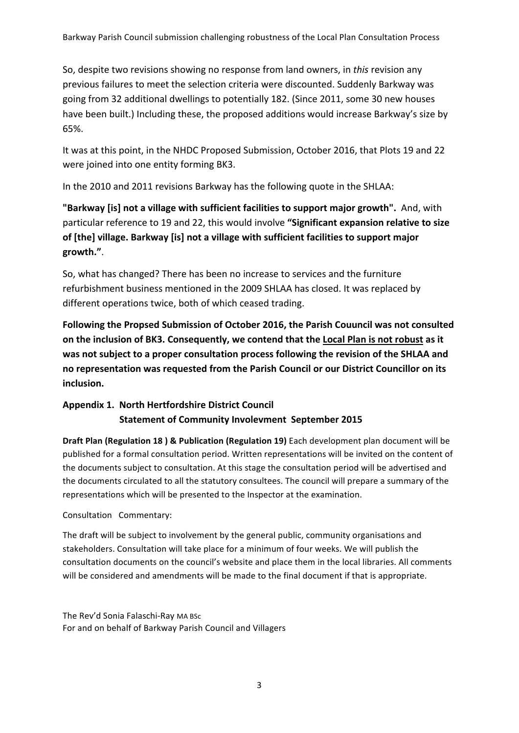So, despite two revisions showing no response from land owners, in *this* revision any previous failures to meet the selection criteria were discounted. Suddenly Barkway was going from 32 additional dwellings to potentially 182. (Since 2011, some 30 new houses have been built.) Including these, the proposed additions would increase Barkway's size by 65%.

It was at this point, in the NHDC Proposed Submission, October 2016, that Plots 19 and 22 were joined into one entity forming BK3.

In the 2010 and 2011 revisions Barkway has the following quote in the SHLAA:

**"Barkway [is] not a village with sufficient facilities to support major growth".** And, with particular reference to 19 and 22, this would involve **"Significant expansion relative to size of [the] village. Barkway [is] not a village with sufficient facilities to support major growth."**.

So, what has changed? There has been no increase to services and the furniture refurbishment business mentioned in the 2009 SHLAA has closed. It was replaced by different operations twice, both of which ceased trading.

**Following the Propsed Submission of October 2016, the Parish Couuncil was not consulted on the inclusion of BK3. Consequently, we contend that the <u>Local Plan is not robust</u> as it was not subject to a proper consultation process following the revision of the SHLAA and no representation was requested from the Parish Council or our District Councillor on its inclusion.**

## Appendix 1. North Hertfordshire District Council Statement of Community Involevment September 2015

**Draft Plan (Regulation 18 ) & Publication (Regulation 19)** Each development plan document will be published for a formal consultation period. Written representations will be invited on the content of the documents subject to consultation. At this stage the consultation period will be advertised and the documents circulated to all the statutory consultees. The council will prepare a summary of the representations which will be presented to the Inspector at the examination.

Consultation Commentary:

The draft will be subject to involvement by the general public, community organisations and stakeholders. Consultation will take place for a minimum of four weeks. We will publish the consultation documents on the council's website and place them in the local libraries. All comments will be considered and amendments will be made to the final document if that is appropriate.

The Rev'd Sonia Falaschi-Ray MA BSc
For and on behalf of Barkway Parish Council and Villagers